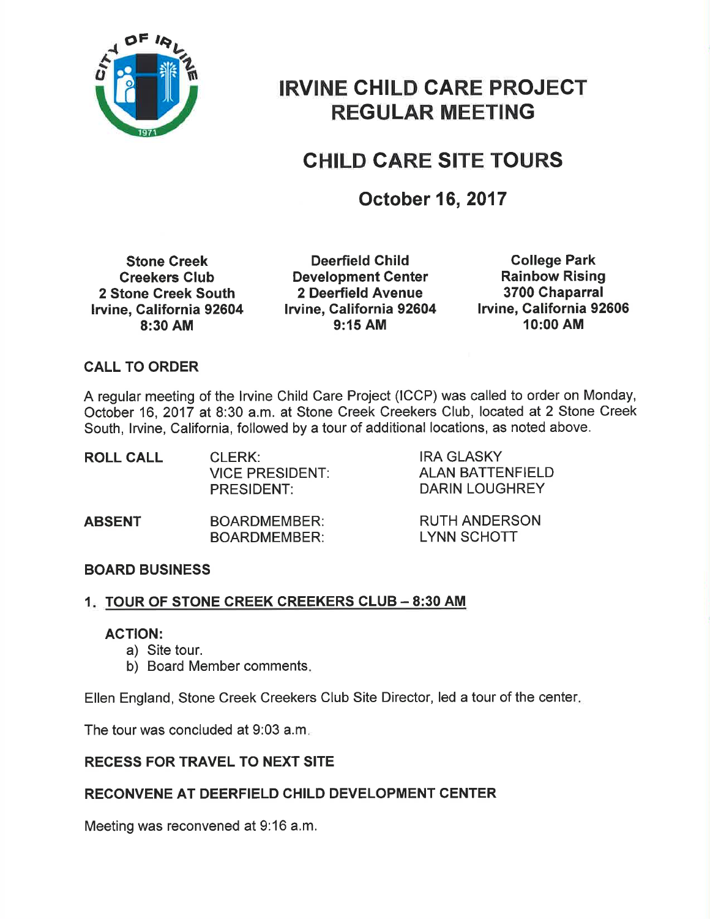# IRVINE CHILD CARE PROJECT REGULAR MEETING

## CHILD CARE SITE TOURS

## October 16, 2017

| Stone Creek Creekers Club | Deerfield Child Development Center | College Park Rainbow Rising |
|---|---|---|
| 2 Stone Creek South | 2 Deerfield Avenue | 3700 Chaparral |
| Irvine, California 92604 | Irvine, California 92604 | Irvine, California 92606 |
| 8:30 AM | 9:15 AM | 10:00 AM |

**CALL TO ORDER**

A regular meeting of the Irvine Child Care Project (ICCP) was called to order on Monday, October 16, 2017 at 8:30 a.m. at Stone Creek Creekers Club, located at 2 Stone Creek South, Irvine, California, followed by a tour of additional locations, as noted above.

| | | |
|---|---|---|
| **ROLL CALL** | CLERK: | IRA GLASKY |
| | VICE PRESIDENT: | ALAN BATTENFIELD |
| | PRESIDENT: | DARIN LOUGHREY |
| **ABSENT** | BOARDMEMBER: | RUTH ANDERSON |
| | BOARDMEMBER: | LYNN SCHOTT |

**BOARD BUSINESS**

**1. TOUR OF STONE CREEK CREEKERS CLUB – 8:30 AM**

**ACTION:**

a) Site tour.
b) Board Member comments.

Ellen England, Stone Creek Creekers Club Site Director, led a tour of the center.

The tour was concluded at 9:03 a.m.

**RECESS FOR TRAVEL TO NEXT SITE**

**RECONVENE AT DEERFIELD CHILD DEVELOPMENT CENTER**

Meeting was reconvened at 9:16 a.m.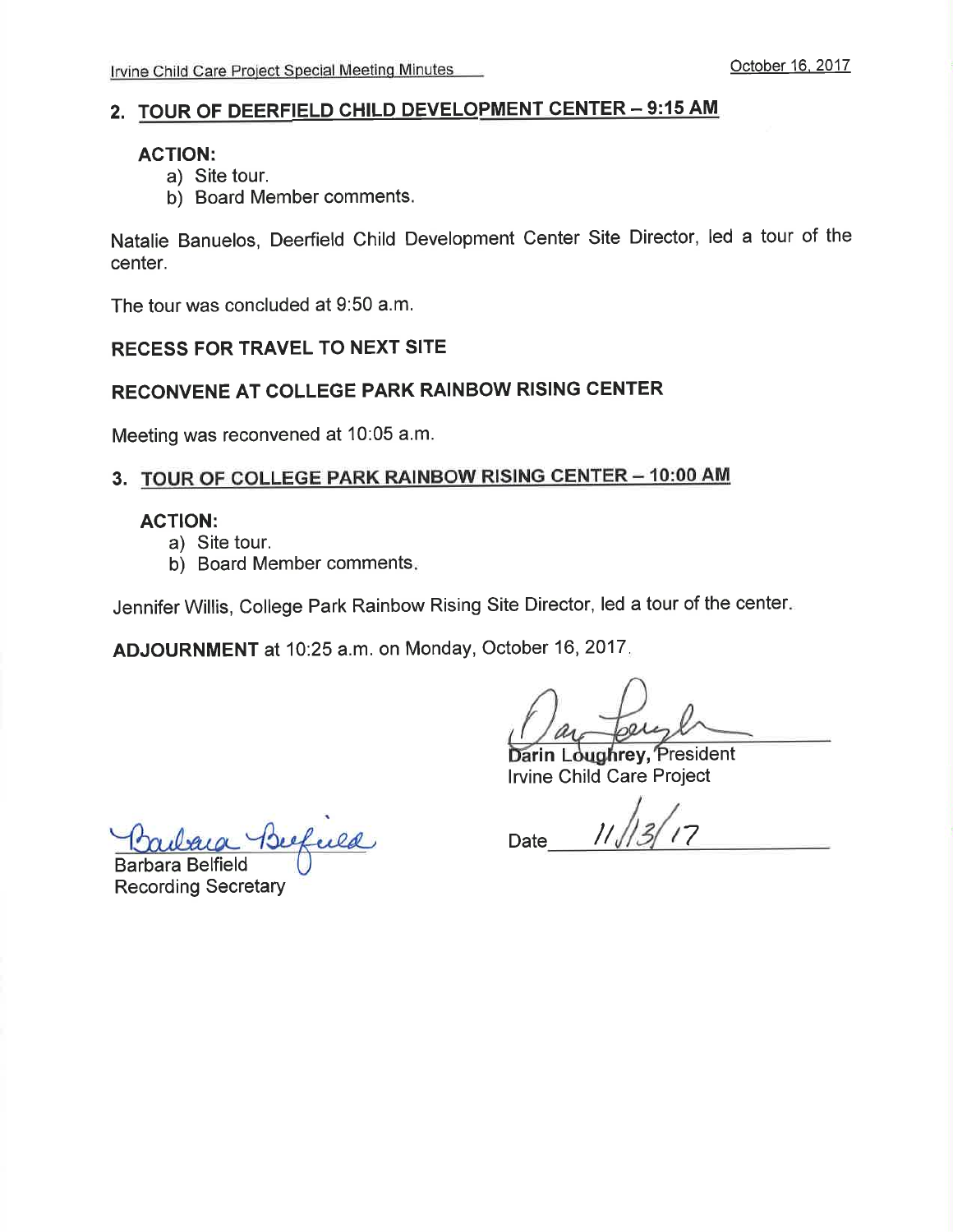## 2. TOUR OF DEERFIELD CHILD DEVELOPMENT CENTER – 9:15 AM

**ACTION:**

a) Site tour.
b) Board Member comments.

Natalie Banuelos, Deerfield Child Development Center Site Director, led a tour of the center.

The tour was concluded at 9:50 a.m.

**RECESS FOR TRAVEL TO NEXT SITE**

**RECONVENE AT COLLEGE PARK RAINBOW RISING CENTER**

Meeting was reconvened at 10:05 a.m.

## 3. TOUR OF COLLEGE PARK RAINBOW RISING CENTER – 10:00 AM

**ACTION:**

a) Site tour.
b) Board Member comments.

Jennifer Willis, College Park Rainbow Rising Site Director, led a tour of the center.

**ADJOURNMENT** at 10:25 a.m. on Monday, October 16, 2017.

Darin Loughrey, President
Irvine Child Care Project

Date 11/13/17

Barbara Belfield
Recording Secretary